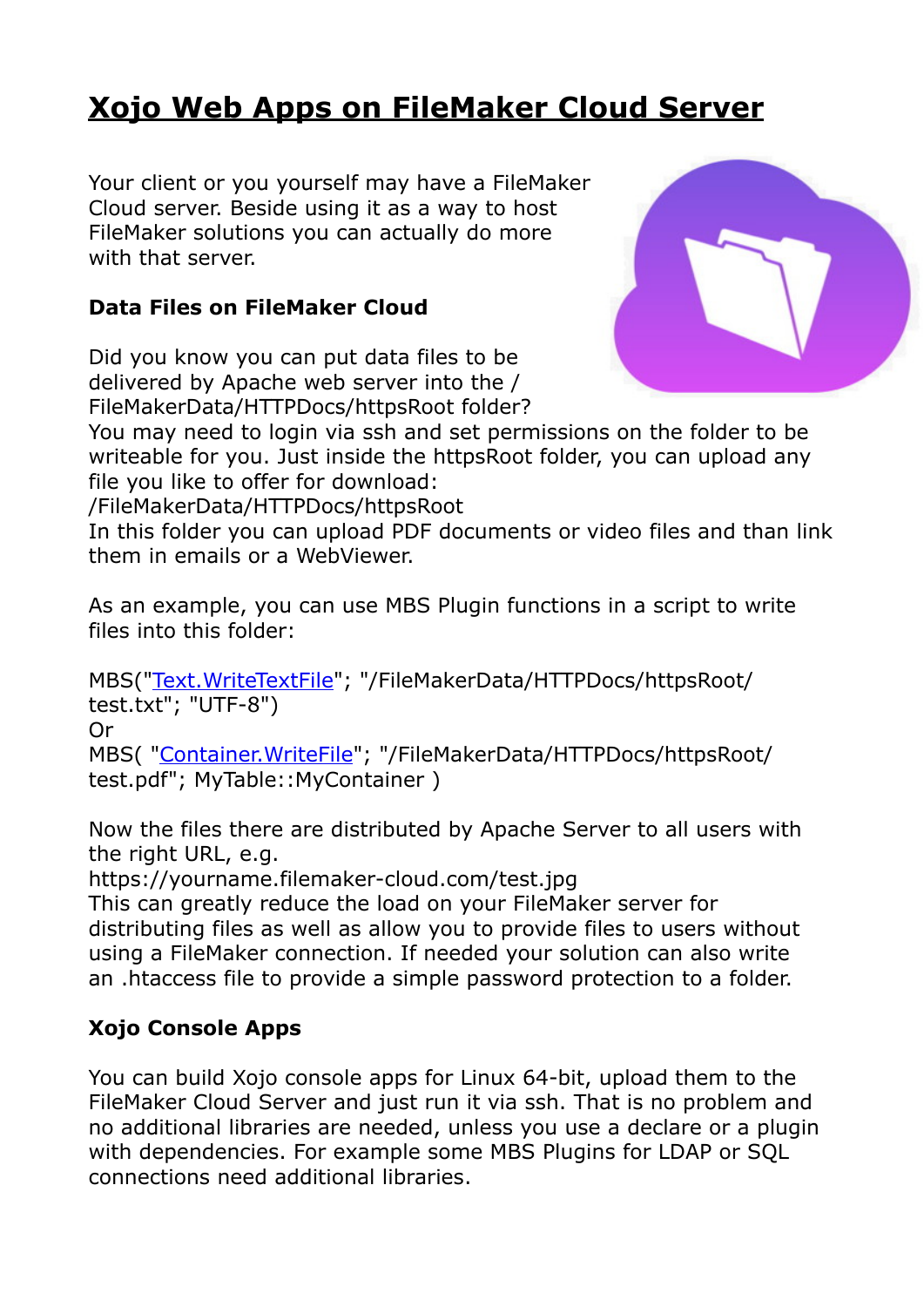# Xojo Web Apps on FileMaker Cloud Server

Your client or you yourself may have a FileMaker Cloud server. Beside using it as a way to host FileMaker solutions you can actually do more with that server.

### Data Files on FileMaker Cloud

Did you know you can put data files to be delivered by Apache web server into the /FileMakerData/HTTPDocs/httpsRoot folder?
You may need to login via ssh and set permissions on the folder to be writeable for you. Just inside the httpsRoot folder, you can upload any file you like to offer for download:
/FileMakerData/HTTPDocs/httpsRoot
In this folder you can upload PDF documents or video files and than link them in emails or a WebViewer.

As an example, you can use MBS Plugin functions in a script to write files into this folder:

MBS("Text.WriteTextFile"; "/FileMakerData/HTTPDocs/httpsRoot/test.txt"; "UTF-8")
Or
MBS( "Container.WriteFile"; "/FileMakerData/HTTPDocs/httpsRoot/test.pdf"; MyTable::MyContainer )

Now the files there are distributed by Apache Server to all users with the right URL, e.g.
https://yourname.filemaker-cloud.com/test.jpg
This can greatly reduce the load on your FileMaker server for distributing files as well as allow you to provide files to users without using a FileMaker connection. If needed your solution can also write an .htaccess file to provide a simple password protection to a folder.

### Xojo Console Apps

You can build Xojo console apps for Linux 64-bit, upload them to the FileMaker Cloud Server and just run it via ssh. That is no problem and no additional libraries are needed, unless you use a declare or a plugin with dependencies. For example some MBS Plugins for LDAP or SQL connections need additional libraries.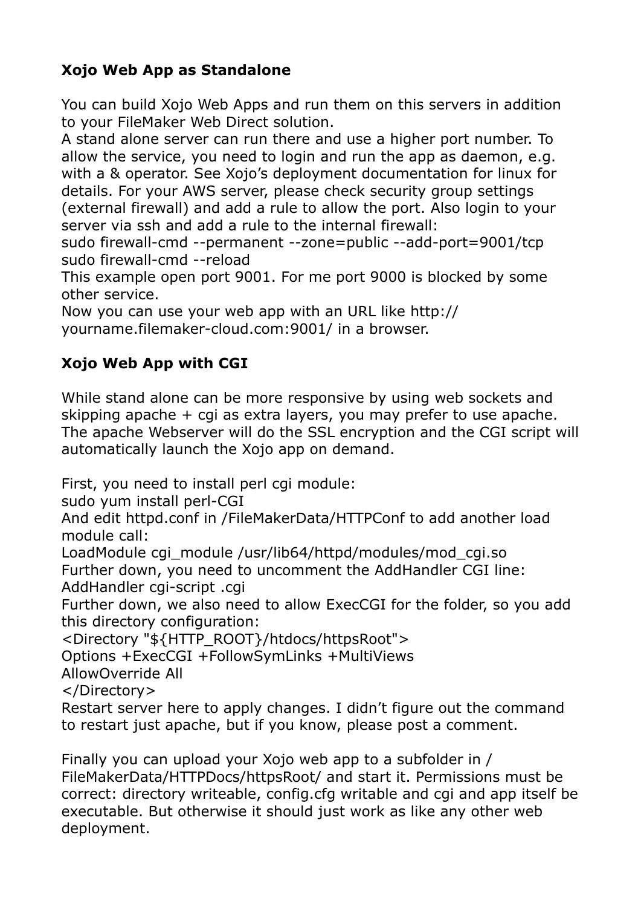**Xojo Web App as Standalone**

You can build Xojo Web Apps and run them on this servers in addition to your FileMaker Web Direct solution.
A stand alone server can run there and use a higher port number. To allow the service, you need to login and run the app as daemon, e.g. with a & operator. See Xojo's deployment documentation for linux for details. For your AWS server, please check security group settings (external firewall) and add a rule to allow the port. Also login to your server via ssh and add a rule to the internal firewall:
sudo firewall-cmd --permanent --zone=public --add-port=9001/tcp
sudo firewall-cmd --reload
This example open port 9001. For me port 9000 is blocked by some other service.
Now you can use your web app with an URL like http://yourname.filemaker-cloud.com:9001/ in a browser.

**Xojo Web App with CGI**

While stand alone can be more responsive by using web sockets and skipping apache + cgi as extra layers, you may prefer to use apache. The apache Webserver will do the SSL encryption and the CGI script will automatically launch the Xojo app on demand.

First, you need to install perl cgi module:
sudo yum install perl-CGI
And edit httpd.conf in /FileMakerData/HTTPConf to add another load module call:
LoadModule cgi_module /usr/lib64/httpd/modules/mod_cgi.so
Further down, you need to uncomment the AddHandler CGI line:
AddHandler cgi-script .cgi
Further down, we also need to allow ExecCGI for the folder, so you add this directory configuration:
<Directory "${HTTP_ROOT}/htdocs/httpsRoot">
Options +ExecCGI +FollowSymLinks +MultiViews
AllowOverride All
</Directory>
Restart server here to apply changes. I didn't figure out the command to restart just apache, but if you know, please post a comment.

Finally you can upload your Xojo web app to a subfolder in /FileMakerData/HTTPDocs/httpsRoot/ and start it. Permissions must be correct: directory writeable, config.cfg writable and cgi and app itself be executable. But otherwise it should just work as like any other web deployment.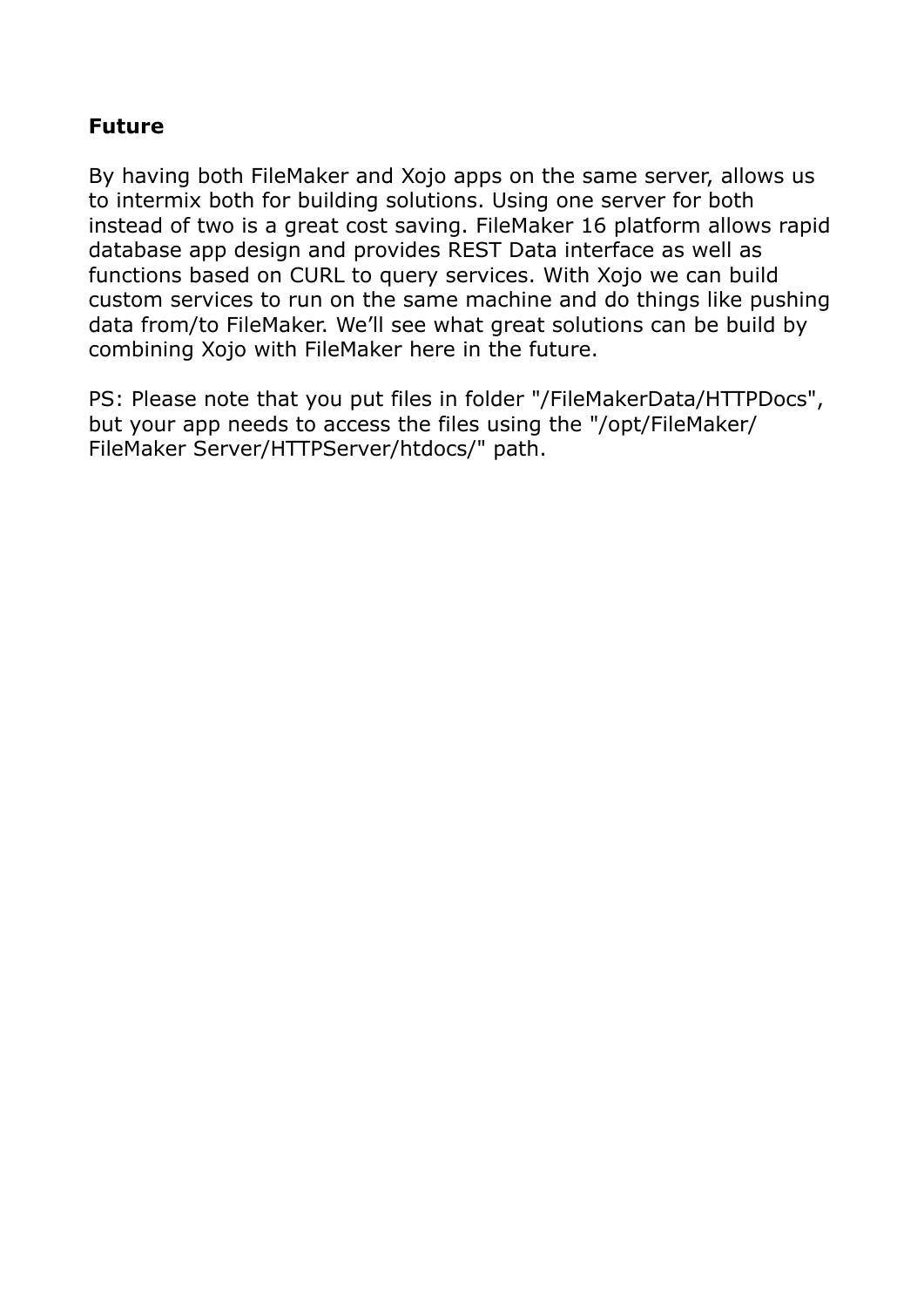**Future**

By having both FileMaker and Xojo apps on the same server, allows us to intermix both for building solutions. Using one server for both instead of two is a great cost saving. FileMaker 16 platform allows rapid database app design and provides REST Data interface as well as functions based on CURL to query services. With Xojo we can build custom services to run on the same machine and do things like pushing data from/to FileMaker. We'll see what great solutions can be build by combining Xojo with FileMaker here in the future.

PS: Please note that you put files in folder "/FileMakerData/HTTPDocs", but your app needs to access the files using the "/opt/FileMaker/FileMaker Server/HTTPServer/htdocs/" path.